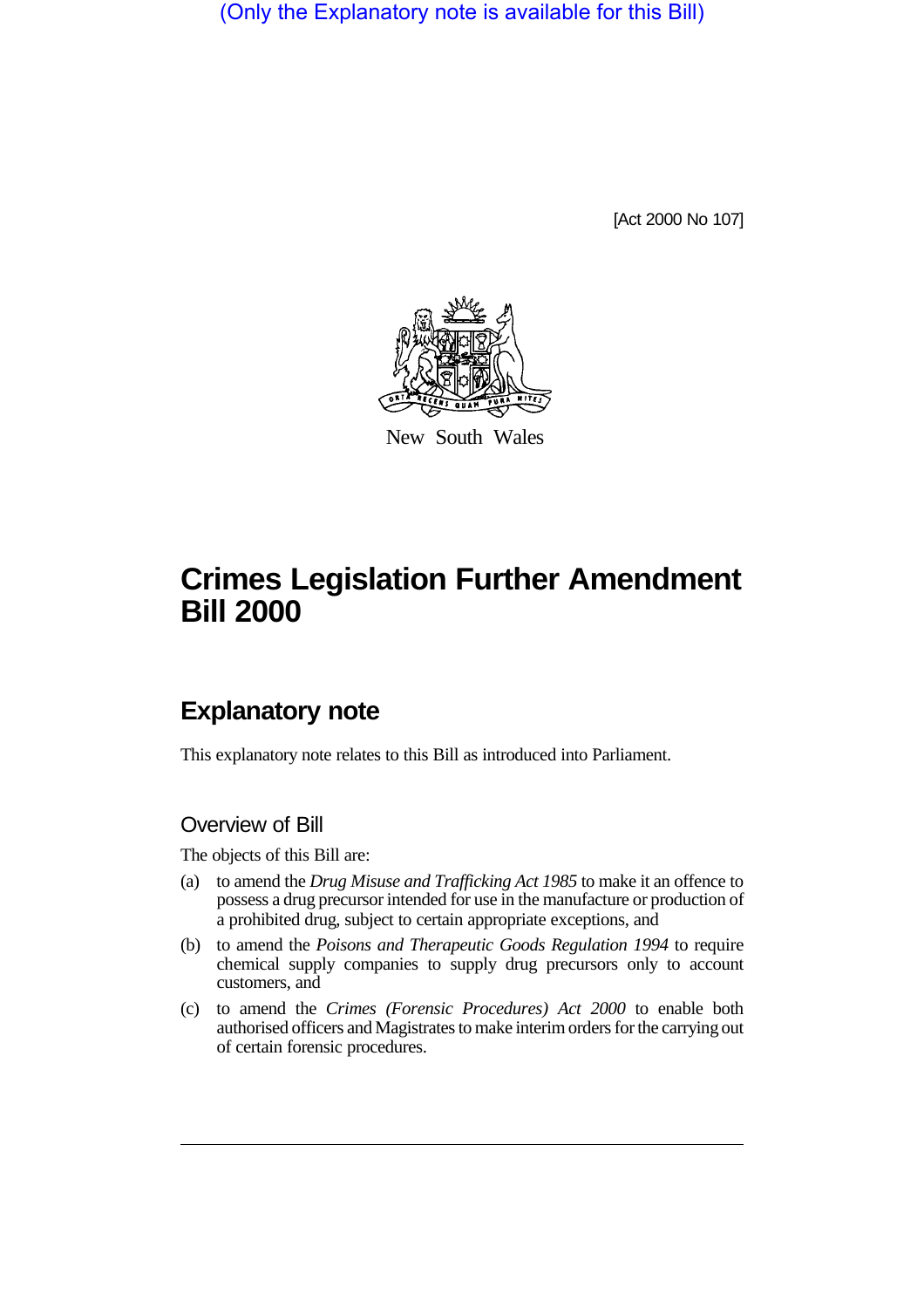(Only the Explanatory note is available for this Bill)

[Act 2000 No 107]

New South Wales

# Crimes Legislation Further Amendment Bill 2000

## Explanatory note

This explanatory note relates to this Bill as introduced into Parliament.

### Overview of Bill

The objects of this Bill are:

(a) to amend the *Drug Misuse and Trafficking Act 1985* to make it an offence to possess a drug precursor intended for use in the manufacture or production of a prohibited drug, subject to certain appropriate exceptions, and

(b) to amend the *Poisons and Therapeutic Goods Regulation 1994* to require chemical supply companies to supply drug precursors only to account customers, and

(c) to amend the *Crimes (Forensic Procedures) Act 2000* to enable both authorised officers and Magistrates to make interim orders for the carrying out of certain forensic procedures.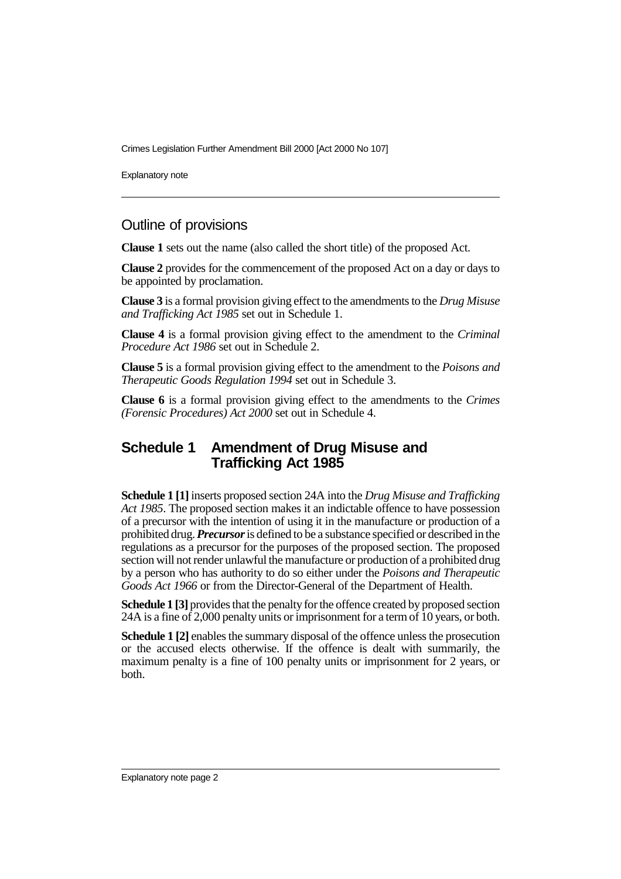## Outline of provisions

**Clause 1** sets out the name (also called the short title) of the proposed Act.

**Clause 2** provides for the commencement of the proposed Act on a day or days to be appointed by proclamation.

**Clause 3** is a formal provision giving effect to the amendments to the *Drug Misuse and Trafficking Act 1985* set out in Schedule 1.

**Clause 4** is a formal provision giving effect to the amendment to the *Criminal Procedure Act 1986* set out in Schedule 2.

**Clause 5** is a formal provision giving effect to the amendment to the *Poisons and Therapeutic Goods Regulation 1994* set out in Schedule 3.

**Clause 6** is a formal provision giving effect to the amendments to the *Crimes (Forensic Procedures) Act 2000* set out in Schedule 4.

## Schedule 1 Amendment of Drug Misuse and Trafficking Act 1985

**Schedule 1 [1]** inserts proposed section 24A into the *Drug Misuse and Trafficking Act 1985*. The proposed section makes it an indictable offence to have possession of a precursor with the intention of using it in the manufacture or production of a prohibited drug. ***Precursor*** is defined to be a substance specified or described in the regulations as a precursor for the purposes of the proposed section. The proposed section will not render unlawful the manufacture or production of a prohibited drug by a person who has authority to do so either under the *Poisons and Therapeutic Goods Act 1966* or from the Director-General of the Department of Health.

**Schedule 1 [3]** provides that the penalty for the offence created by proposed section 24A is a fine of 2,000 penalty units or imprisonment for a term of 10 years, or both.

**Schedule 1 [2]** enables the summary disposal of the offence unless the prosecution or the accused elects otherwise. If the offence is dealt with summarily, the maximum penalty is a fine of 100 penalty units or imprisonment for 2 years, or both.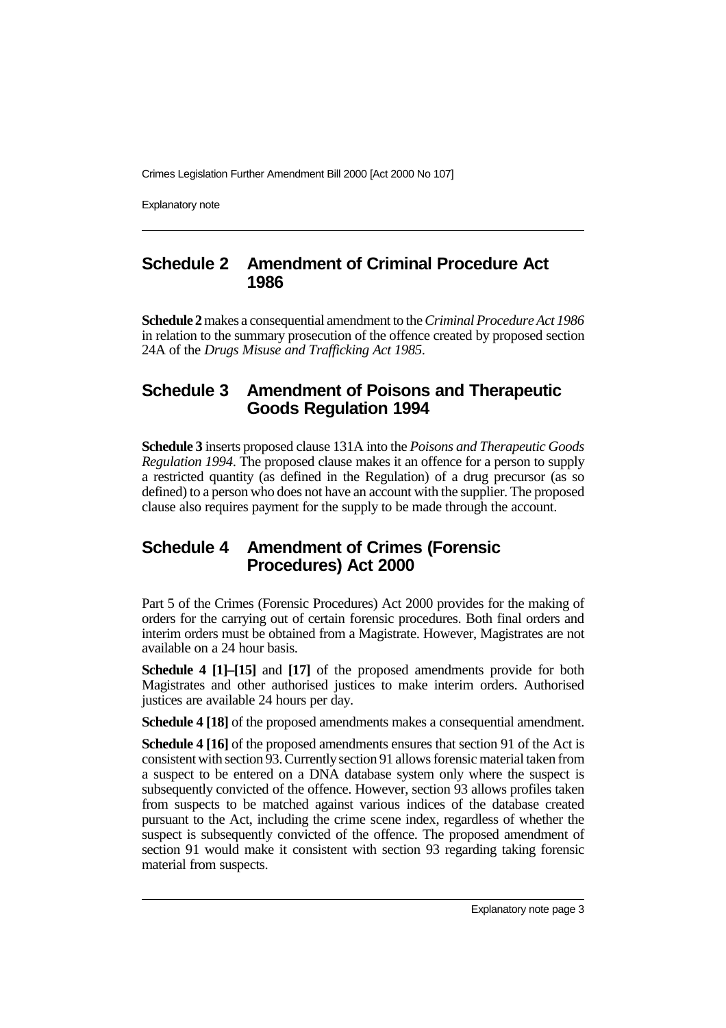## Schedule 2 Amendment of Criminal Procedure Act 1986

**Schedule 2** makes a consequential amendment to the *Criminal Procedure Act 1986* in relation to the summary prosecution of the offence created by proposed section 24A of the *Drugs Misuse and Trafficking Act 1985*.

## Schedule 3 Amendment of Poisons and Therapeutic Goods Regulation 1994

**Schedule 3** inserts proposed clause 131A into the *Poisons and Therapeutic Goods Regulation 1994*. The proposed clause makes it an offence for a person to supply a restricted quantity (as defined in the Regulation) of a drug precursor (as so defined) to a person who does not have an account with the supplier. The proposed clause also requires payment for the supply to be made through the account.

## Schedule 4 Amendment of Crimes (Forensic Procedures) Act 2000

Part 5 of the Crimes (Forensic Procedures) Act 2000 provides for the making of orders for the carrying out of certain forensic procedures. Both final orders and interim orders must be obtained from a Magistrate. However, Magistrates are not available on a 24 hour basis.

**Schedule 4 [1]–[15]** and **[17]** of the proposed amendments provide for both Magistrates and other authorised justices to make interim orders. Authorised justices are available 24 hours per day.

**Schedule 4 [18]** of the proposed amendments makes a consequential amendment.

**Schedule 4 [16]** of the proposed amendments ensures that section 91 of the Act is consistent with section 93. Currently section 91 allows forensic material taken from a suspect to be entered on a DNA database system only where the suspect is subsequently convicted of the offence. However, section 93 allows profiles taken from suspects to be matched against various indices of the database created pursuant to the Act, including the crime scene index, regardless of whether the suspect is subsequently convicted of the offence. The proposed amendment of section 91 would make it consistent with section 93 regarding taking forensic material from suspects.